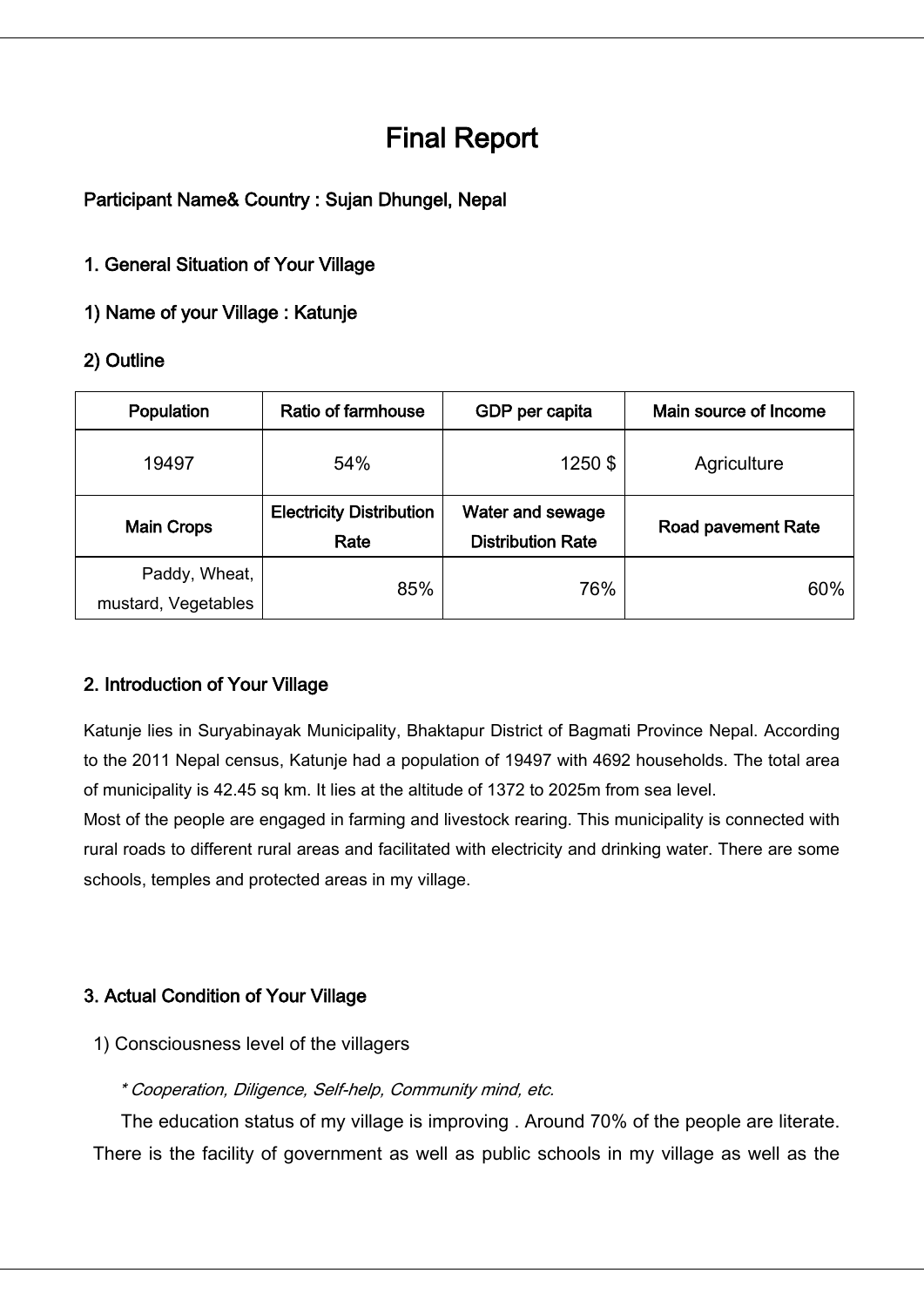# Final Report

**Participant Name& Country : Sujan Dhungel, Nepal**

## 1. General Situation of Your Village

### 1) Name of your Village : Katunje

### 2) Outline

| Population | Ratio of farmhouse | GDP per capita | Main source of Income |
|---|---|---|---|
| 19497 | 54% | 1250 $ | Agriculture |
| **Main Crops** | **Electricity Distribution Rate** | **Water and sewage Distribution Rate** | **Road pavement Rate** |
| Paddy, Wheat, mustard, Vegetables | 85% | 76% | 60% |

## 2. Introduction of Your Village

Katunje lies in Suryabinayak Municipality, Bhaktapur District of Bagmati Province Nepal. According to the 2011 Nepal census, Katunje had a population of 19497 with 4692 households. The total area of municipality is 42.45 sq km. It lies at the altitude of 1372 to 2025m from sea level.
Most of the people are engaged in farming and livestock rearing. This municipality is connected with rural roads to different rural areas and facilitated with electricity and drinking water. There are some schools, temples and protected areas in my village.

## 3. Actual Condition of Your Village

1) Consciousness level of the villagers

*\* Cooperation, Diligence, Self-help, Community mind, etc.*

The education status of my village is improving . Around 70% of the people are literate. There is the facility of government as well as public schools in my village as well as the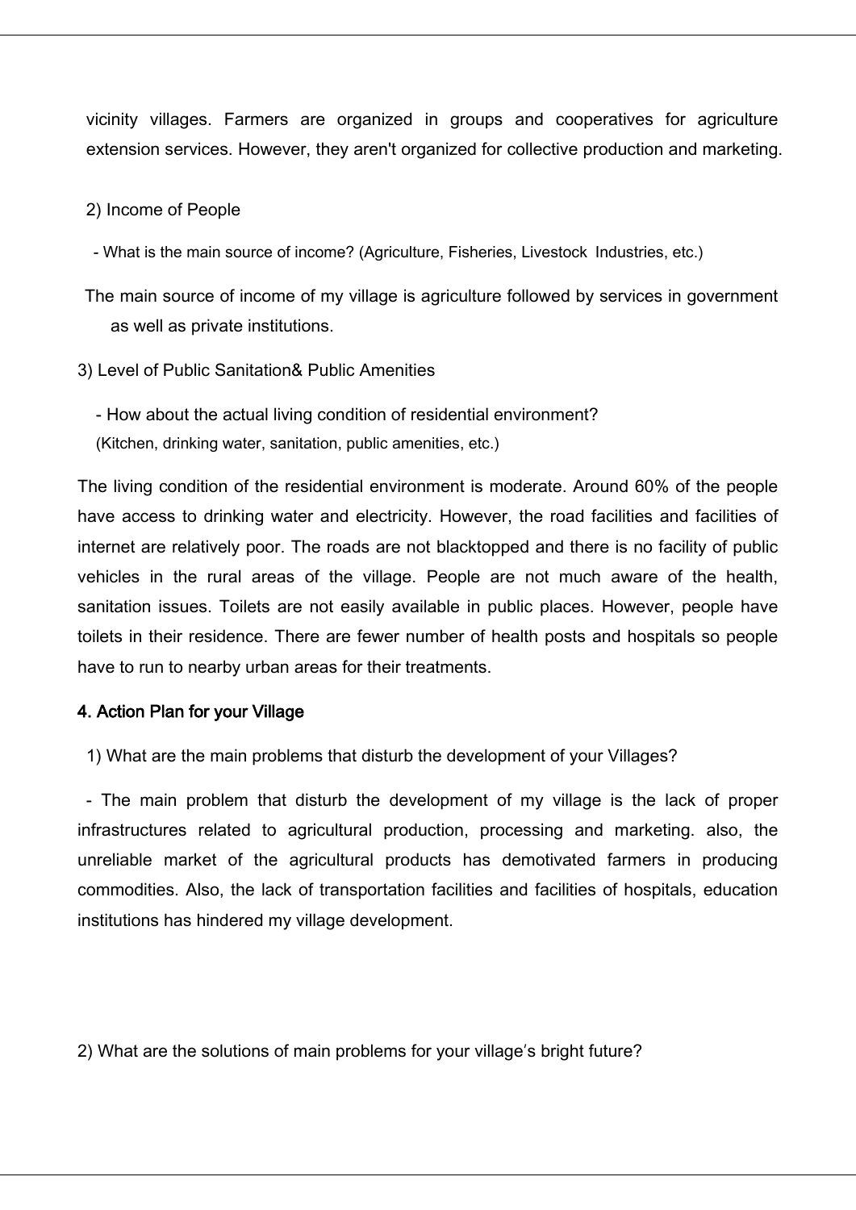vicinity villages. Farmers are organized in groups and cooperatives for agriculture extension services. However, they aren't organized for collective production and marketing.

2) Income of People

- What is the main source of income? (Agriculture, Fisheries, Livestock Industries, etc.)

The main source of income of my village is agriculture followed by services in government as well as private institutions.

3) Level of Public Sanitation& Public Amenities

- How about the actual living condition of residential environment?
(Kitchen, drinking water, sanitation, public amenities, etc.)

The living condition of the residential environment is moderate. Around 60% of the people have access to drinking water and electricity. However, the road facilities and facilities of internet are relatively poor. The roads are not blacktopped and there is no facility of public vehicles in the rural areas of the village. People are not much aware of the health, sanitation issues. Toilets are not easily available in public places. However, people have toilets in their residence. There are fewer number of health posts and hospitals so people have to run to nearby urban areas for their treatments.

**4. Action Plan for your Village**

1) What are the main problems that disturb the development of your Villages?

- The main problem that disturb the development of my village is the lack of proper infrastructures related to agricultural production, processing and marketing. also, the unreliable market of the agricultural products has demotivated farmers in producing commodities. Also, the lack of transportation facilities and facilities of hospitals, education institutions has hindered my village development.

2) What are the solutions of main problems for your village's bright future?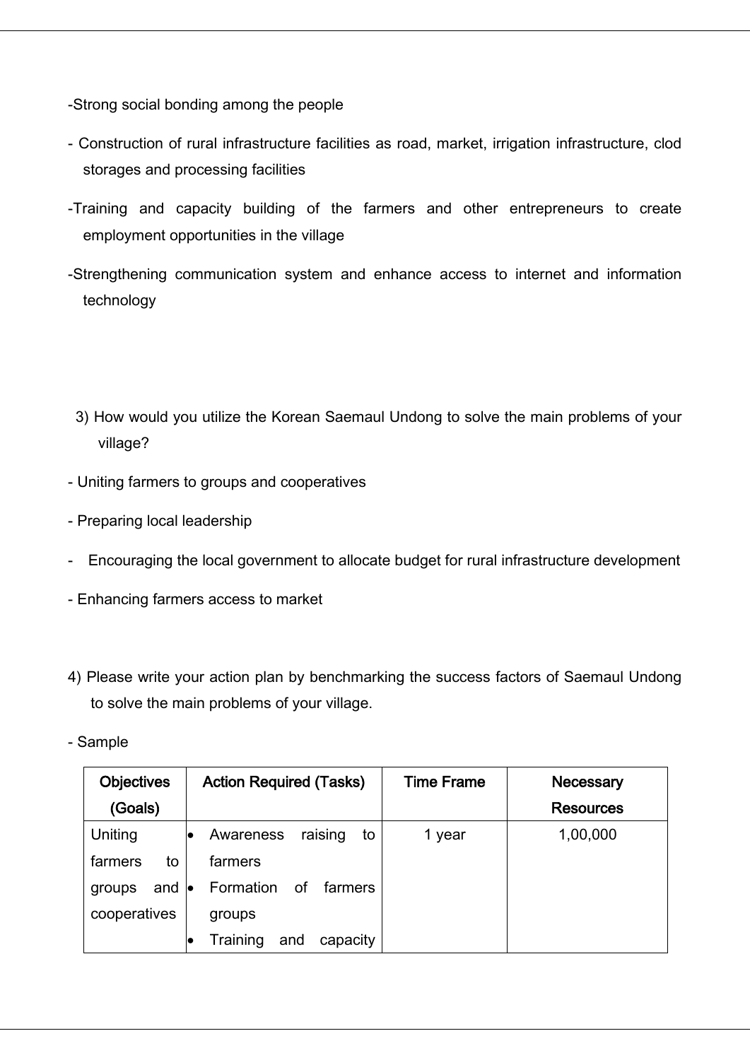-Strong social bonding among the people

- Construction of rural infrastructure facilities as road, market, irrigation infrastructure, clod storages and processing facilities

-Training and capacity building of the farmers and other entrepreneurs to create employment opportunities in the village

-Strengthening communication system and enhance access to internet and information technology

3) How would you utilize the Korean Saemaul Undong to solve the main problems of your village?

- Uniting farmers to groups and cooperatives

- Preparing local leadership

- Encouraging the local government to allocate budget for rural infrastructure development

- Enhancing farmers access to market

4) Please write your action plan by benchmarking the success factors of Saemaul Undong to solve the main problems of your village.

- Sample

| **Objectives (Goals)** | **Action Required (Tasks)** | **Time Frame** | **Necessary Resources** |
|---|---|---|---|
| Uniting farmers to groups and cooperatives | • Awareness raising to farmers<br>• Formation of farmers groups<br>• Training and capacity | 1 year | 1,00,000 |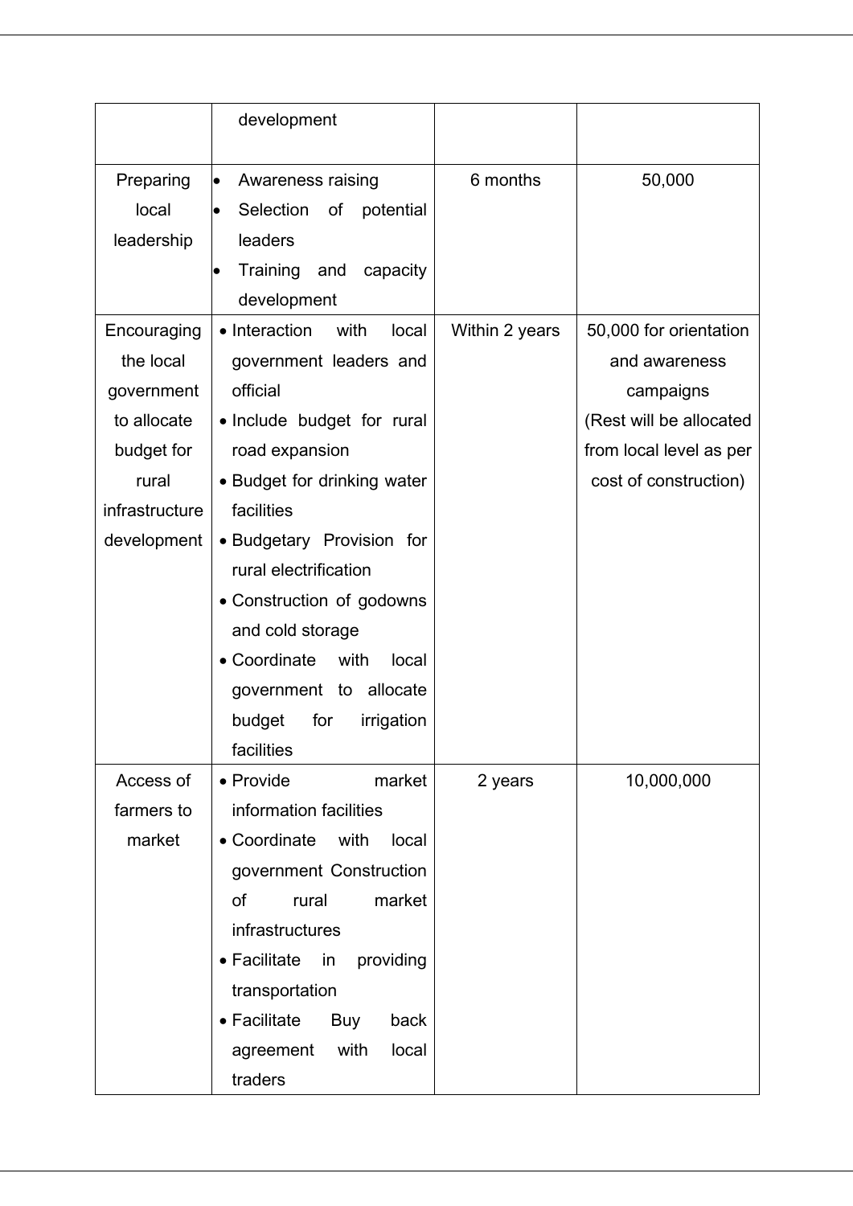| | | | |
|---|---|---|---|
| | development | | |
| Preparing local leadership | • Awareness raising<br>• Selection of potential leaders<br>• Training and capacity development | 6 months | 50,000 |
| Encouraging the local government to allocate budget for rural infrastructure development | • Interaction with local government leaders and official<br>• Include budget for rural road expansion<br>• Budget for drinking water facilities<br>• Budgetary Provision for rural electrification<br>• Construction of godowns and cold storage<br>• Coordinate with local government to allocate budget for irrigation facilities | Within 2 years | 50,000 for orientation and awareness campaigns (Rest will be allocated from local level as per cost of construction) |
| Access of farmers to market | • Provide market information facilities<br>• Coordinate with local government Construction of rural market infrastructures<br>• Facilitate in providing transportation<br>• Facilitate Buy back agreement with local traders | 2 years | 10,000,000 |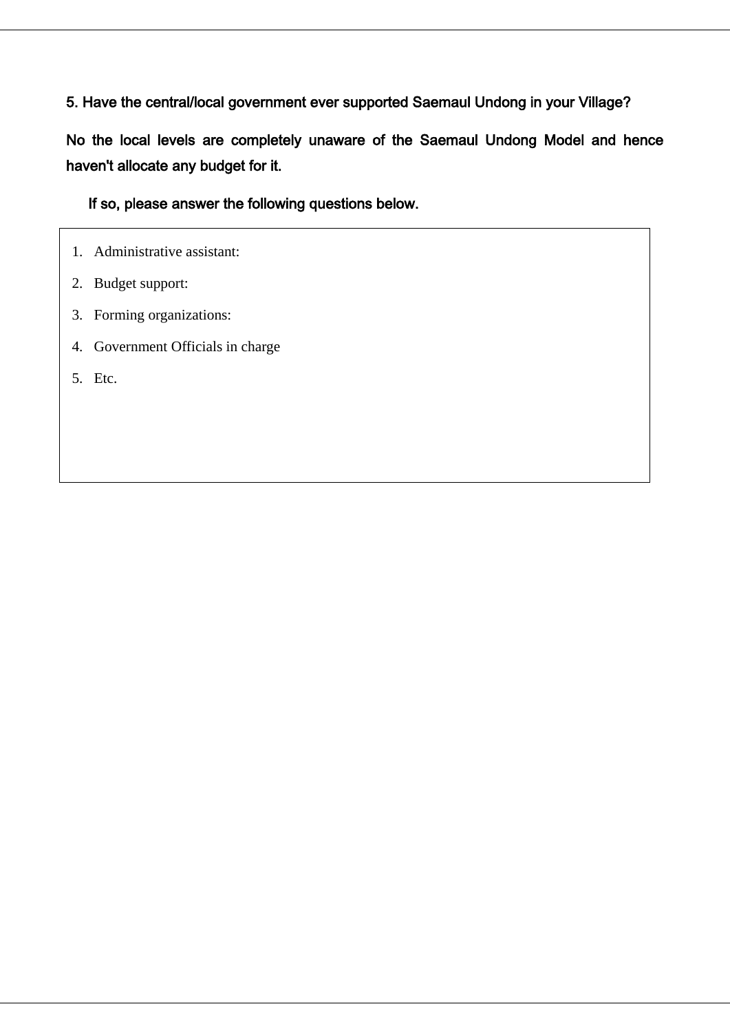**5. Have the central/local government ever supported Saemaul Undong in your Village?**

**No the local levels are completely unaware of the Saemaul Undong Model and hence haven't allocate any budget for it.**

**If so, please answer the following questions below.**

1. Administrative assistant:
2. Budget support:
3. Forming organizations:
4. Government Officials in charge
5. Etc.